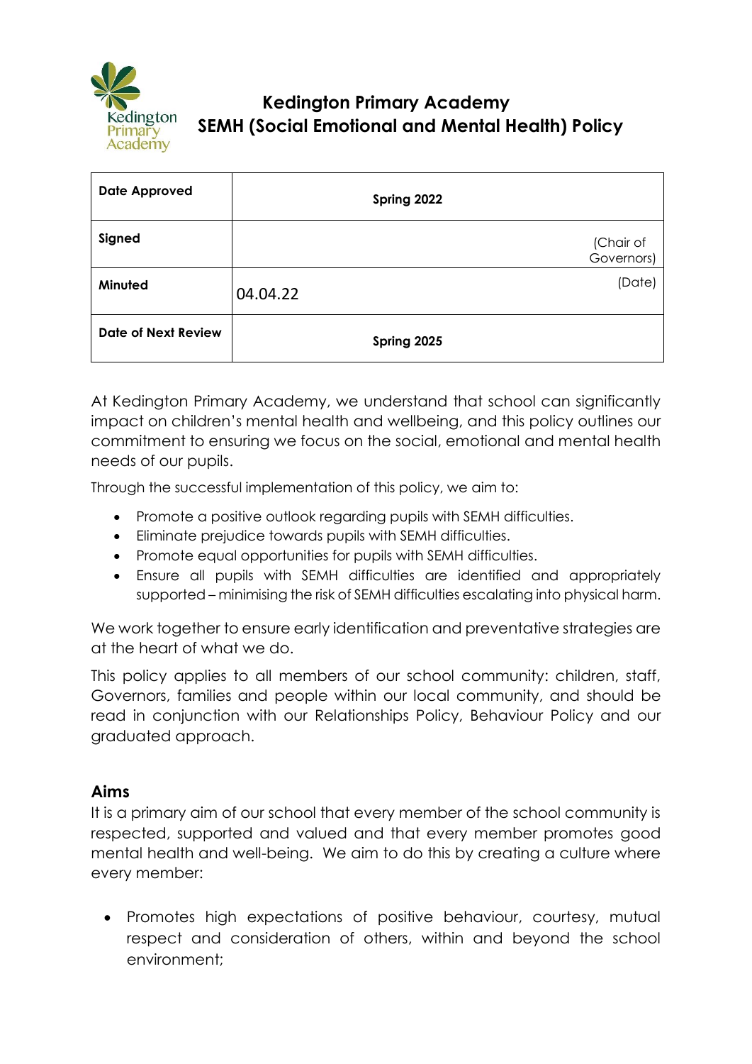# Kedington Primary Academy
## SEMH (Social Emotional and Mental Health) Policy

| Date Approved | Spring 2022 |
| --- | --- |
| Signed | (Chair of Governors) |
| Minuted | 04.04.22 (Date) |
| Date of Next Review | Spring 2025 |

At Kedington Primary Academy, we understand that school can significantly impact on children's mental health and wellbeing, and this policy outlines our commitment to ensuring we focus on the social, emotional and mental health needs of our pupils.

Through the successful implementation of this policy, we aim to:

- Promote a positive outlook regarding pupils with SEMH difficulties.
- Eliminate prejudice towards pupils with SEMH difficulties.
- Promote equal opportunities for pupils with SEMH difficulties.
- Ensure all pupils with SEMH difficulties are identified and appropriately supported – minimising the risk of SEMH difficulties escalating into physical harm.

We work together to ensure early identification and preventative strategies are at the heart of what we do.

This policy applies to all members of our school community: children, staff, Governors, families and people within our local community, and should be read in conjunction with our Relationships Policy, Behaviour Policy and our graduated approach.

### Aims

It is a primary aim of our school that every member of the school community is respected, supported and valued and that every member promotes good mental health and well-being. We aim to do this by creating a culture where every member:

- Promotes high expectations of positive behaviour, courtesy, mutual respect and consideration of others, within and beyond the school environment;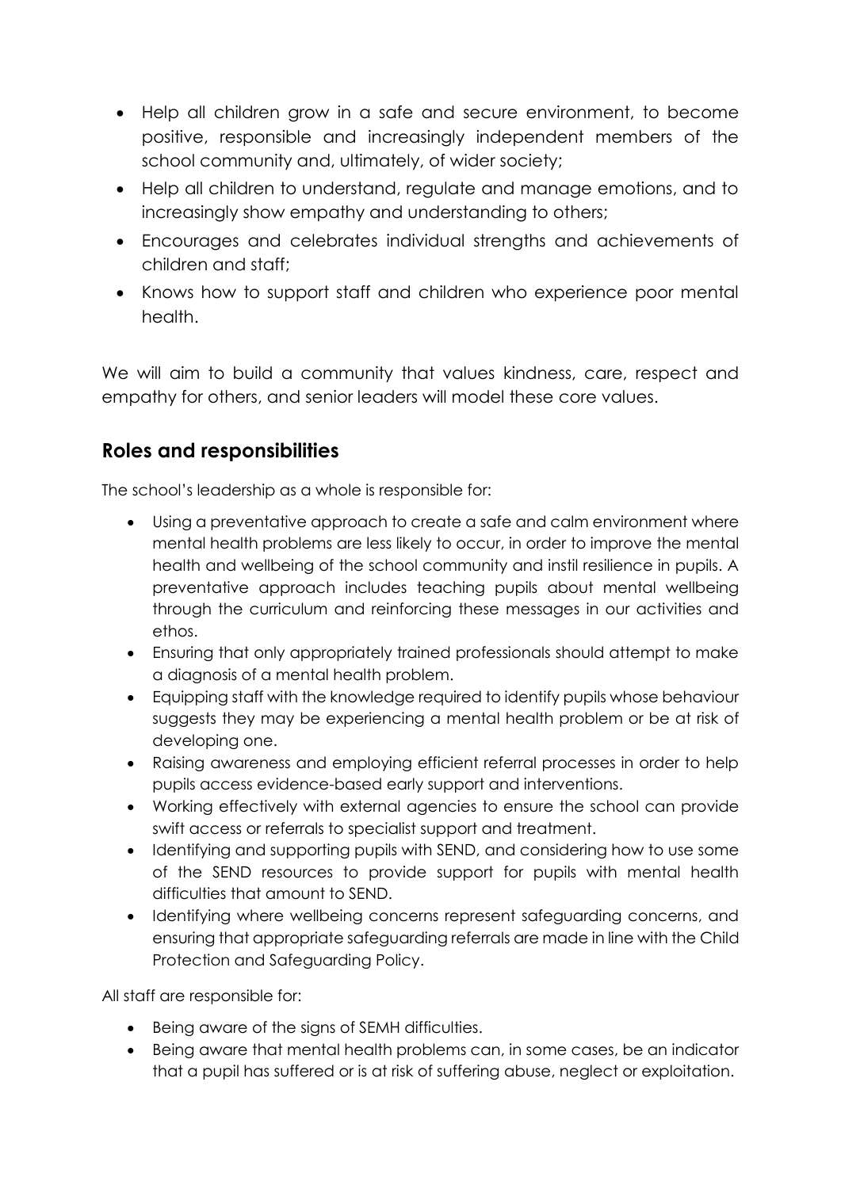- Help all children grow in a safe and secure environment, to become positive, responsible and increasingly independent members of the school community and, ultimately, of wider society;
- Help all children to understand, regulate and manage emotions, and to increasingly show empathy and understanding to others;
- Encourages and celebrates individual strengths and achievements of children and staff;
- Knows how to support staff and children who experience poor mental health.

We will aim to build a community that values kindness, care, respect and empathy for others, and senior leaders will model these core values.

## Roles and responsibilities

The school's leadership as a whole is responsible for:

- Using a preventative approach to create a safe and calm environment where mental health problems are less likely to occur, in order to improve the mental health and wellbeing of the school community and instil resilience in pupils. A preventative approach includes teaching pupils about mental wellbeing through the curriculum and reinforcing these messages in our activities and ethos.
- Ensuring that only appropriately trained professionals should attempt to make a diagnosis of a mental health problem.
- Equipping staff with the knowledge required to identify pupils whose behaviour suggests they may be experiencing a mental health problem or be at risk of developing one.
- Raising awareness and employing efficient referral processes in order to help pupils access evidence-based early support and interventions.
- Working effectively with external agencies to ensure the school can provide swift access or referrals to specialist support and treatment.
- Identifying and supporting pupils with SEND, and considering how to use some of the SEND resources to provide support for pupils with mental health difficulties that amount to SEND.
- Identifying where wellbeing concerns represent safeguarding concerns, and ensuring that appropriate safeguarding referrals are made in line with the Child Protection and Safeguarding Policy.

All staff are responsible for:

- Being aware of the signs of SEMH difficulties.
- Being aware that mental health problems can, in some cases, be an indicator that a pupil has suffered or is at risk of suffering abuse, neglect or exploitation.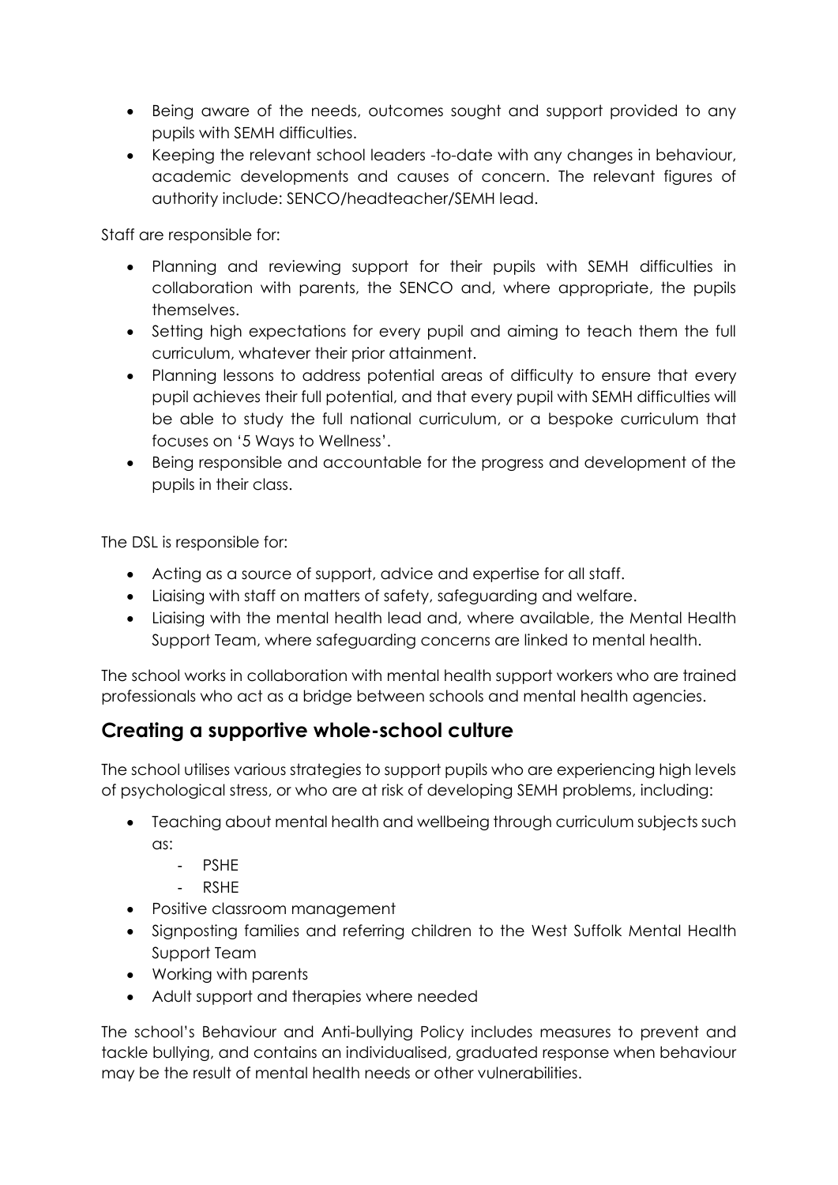- Being aware of the needs, outcomes sought and support provided to any pupils with SEMH difficulties.
- Keeping the relevant school leaders -to-date with any changes in behaviour, academic developments and causes of concern. The relevant figures of authority include: SENCO/headteacher/SEMH lead.

Staff are responsible for:

- Planning and reviewing support for their pupils with SEMH difficulties in collaboration with parents, the SENCO and, where appropriate, the pupils themselves.
- Setting high expectations for every pupil and aiming to teach them the full curriculum, whatever their prior attainment.
- Planning lessons to address potential areas of difficulty to ensure that every pupil achieves their full potential, and that every pupil with SEMH difficulties will be able to study the full national curriculum, or a bespoke curriculum that focuses on '5 Ways to Wellness'.
- Being responsible and accountable for the progress and development of the pupils in their class.

The DSL is responsible for:

- Acting as a source of support, advice and expertise for all staff.
- Liaising with staff on matters of safety, safeguarding and welfare.
- Liaising with the mental health lead and, where available, the Mental Health Support Team, where safeguarding concerns are linked to mental health.

The school works in collaboration with mental health support workers who are trained professionals who act as a bridge between schools and mental health agencies.

## Creating a supportive whole-school culture

The school utilises various strategies to support pupils who are experiencing high levels of psychological stress, or who are at risk of developing SEMH problems, including:

- Teaching about mental health and wellbeing through curriculum subjects such as:
  - PSHE
  - RSHE
- Positive classroom management
- Signposting families and referring children to the West Suffolk Mental Health Support Team
- Working with parents
- Adult support and therapies where needed

The school's Behaviour and Anti-bullying Policy includes measures to prevent and tackle bullying, and contains an individualised, graduated response when behaviour may be the result of mental health needs or other vulnerabilities.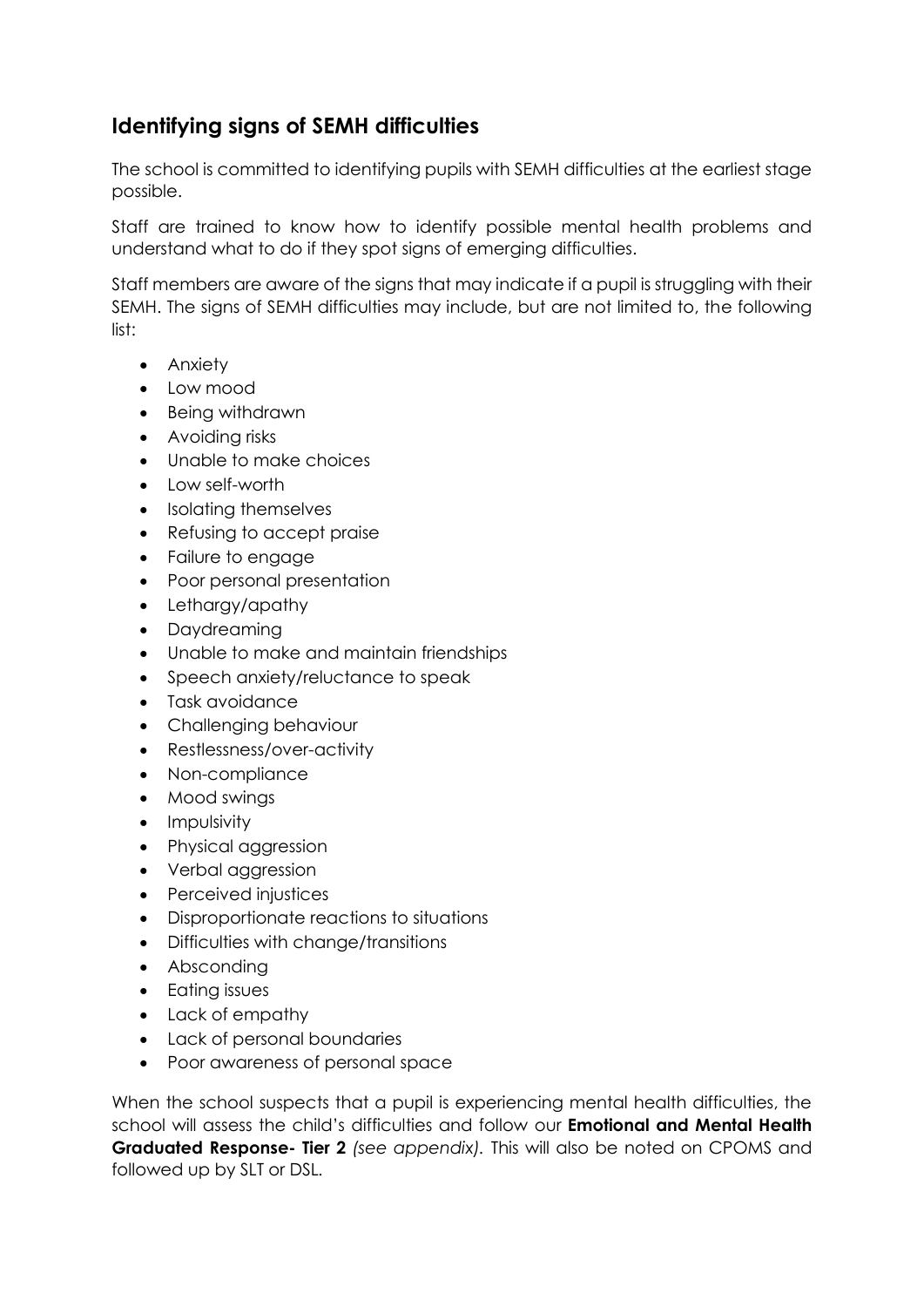## Identifying signs of SEMH difficulties

The school is committed to identifying pupils with SEMH difficulties at the earliest stage possible.

Staff are trained to know how to identify possible mental health problems and understand what to do if they spot signs of emerging difficulties.

Staff members are aware of the signs that may indicate if a pupil is struggling with their SEMH. The signs of SEMH difficulties may include, but are not limited to, the following list:

- Anxiety
- Low mood
- Being withdrawn
- Avoiding risks
- Unable to make choices
- Low self-worth
- Isolating themselves
- Refusing to accept praise
- Failure to engage
- Poor personal presentation
- Lethargy/apathy
- Daydreaming
- Unable to make and maintain friendships
- Speech anxiety/reluctance to speak
- Task avoidance
- Challenging behaviour
- Restlessness/over-activity
- Non-compliance
- Mood swings
- Impulsivity
- Physical aggression
- Verbal aggression
- Perceived injustices
- Disproportionate reactions to situations
- Difficulties with change/transitions
- Absconding
- Eating issues
- Lack of empathy
- Lack of personal boundaries
- Poor awareness of personal space

When the school suspects that a pupil is experiencing mental health difficulties, the school will assess the child's difficulties and follow our **Emotional and Mental Health Graduated Response- Tier 2** *(see appendix)*. This will also be noted on CPOMS and followed up by SLT or DSL.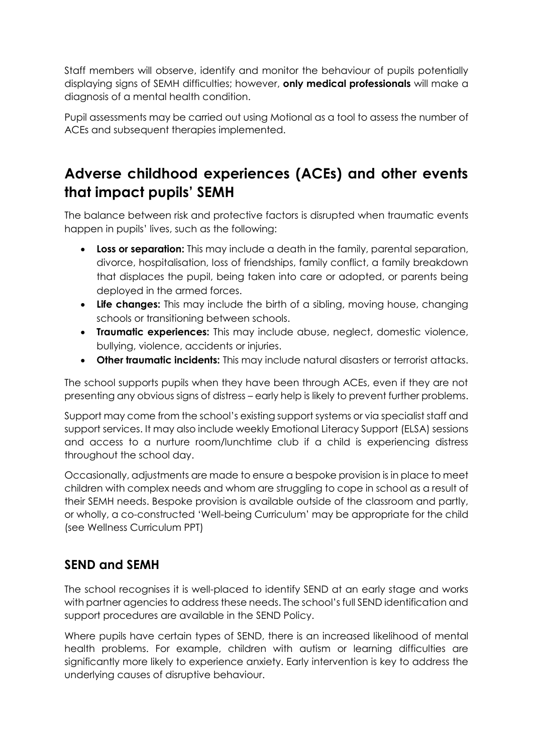Staff members will observe, identify and monitor the behaviour of pupils potentially displaying signs of SEMH difficulties; however, **only medical professionals** will make a diagnosis of a mental health condition.

Pupil assessments may be carried out using Motional as a tool to assess the number of ACEs and subsequent therapies implemented.

## Adverse childhood experiences (ACEs) and other events that impact pupils' SEMH

The balance between risk and protective factors is disrupted when traumatic events happen in pupils' lives, such as the following:

- **Loss or separation:** This may include a death in the family, parental separation, divorce, hospitalisation, loss of friendships, family conflict, a family breakdown that displaces the pupil, being taken into care or adopted, or parents being deployed in the armed forces.
- **Life changes:** This may include the birth of a sibling, moving house, changing schools or transitioning between schools.
- **Traumatic experiences:** This may include abuse, neglect, domestic violence, bullying, violence, accidents or injuries.
- **Other traumatic incidents:** This may include natural disasters or terrorist attacks.

The school supports pupils when they have been through ACEs, even if they are not presenting any obvious signs of distress – early help is likely to prevent further problems.

Support may come from the school's existing support systems or via specialist staff and support services. It may also include weekly Emotional Literacy Support (ELSA) sessions and access to a nurture room/lunchtime club if a child is experiencing distress throughout the school day.

Occasionally, adjustments are made to ensure a bespoke provision is in place to meet children with complex needs and whom are struggling to cope in school as a result of their SEMH needs. Bespoke provision is available outside of the classroom and partly, or wholly, a co-constructed 'Well-being Curriculum' may be appropriate for the child (see Wellness Curriculum PPT)

### SEND and SEMH

The school recognises it is well-placed to identify SEND at an early stage and works with partner agencies to address these needs. The school's full SEND identification and support procedures are available in the SEND Policy.

Where pupils have certain types of SEND, there is an increased likelihood of mental health problems. For example, children with autism or learning difficulties are significantly more likely to experience anxiety. Early intervention is key to address the underlying causes of disruptive behaviour.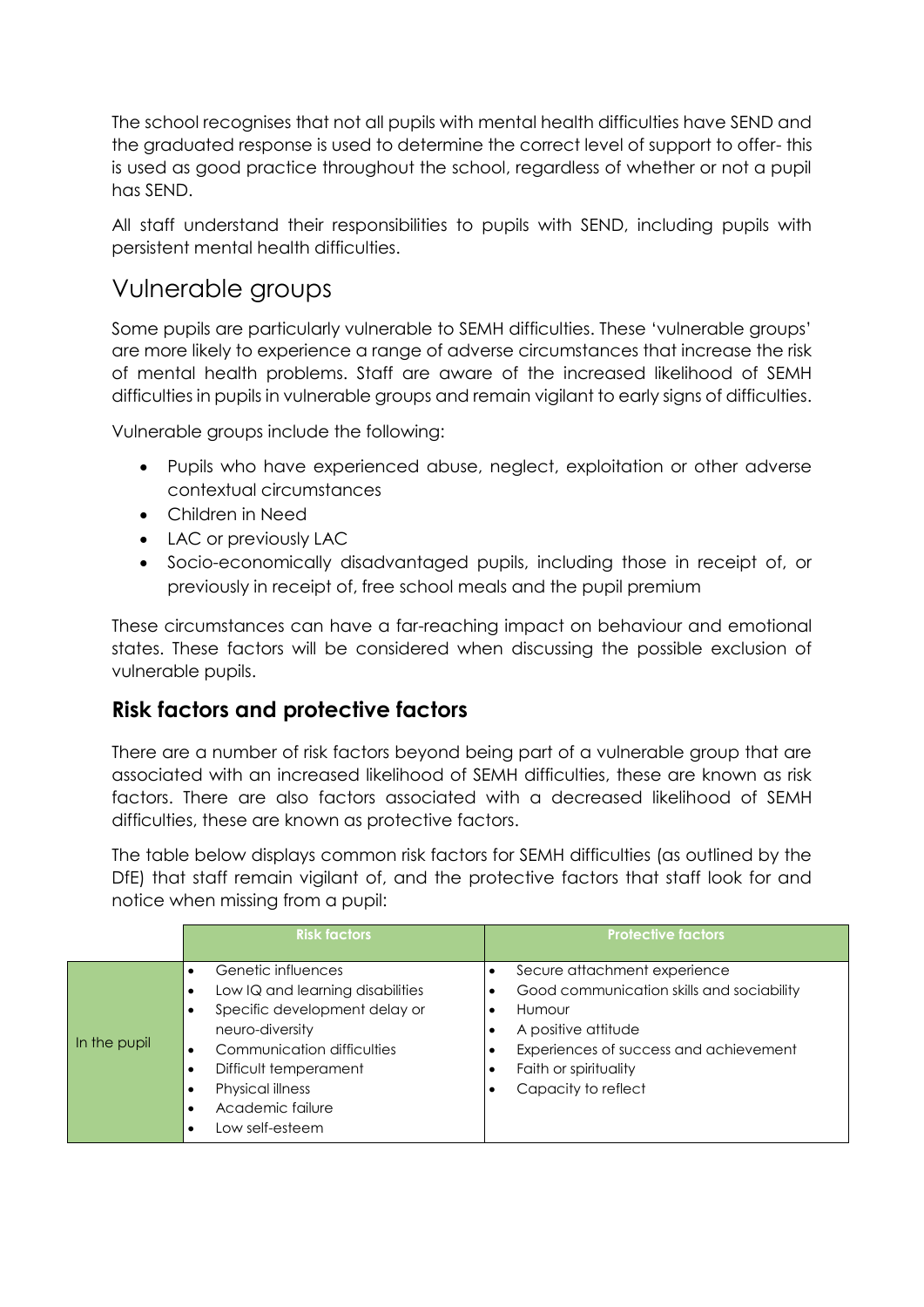The school recognises that not all pupils with mental health difficulties have SEND and the graduated response is used to determine the correct level of support to offer- this is used as good practice throughout the school, regardless of whether or not a pupil has SEND.

All staff understand their responsibilities to pupils with SEND, including pupils with persistent mental health difficulties.

## Vulnerable groups

Some pupils are particularly vulnerable to SEMH difficulties. These 'vulnerable groups' are more likely to experience a range of adverse circumstances that increase the risk of mental health problems. Staff are aware of the increased likelihood of SEMH difficulties in pupils in vulnerable groups and remain vigilant to early signs of difficulties.

Vulnerable groups include the following:

- Pupils who have experienced abuse, neglect, exploitation or other adverse contextual circumstances
- Children in Need
- LAC or previously LAC
- Socio-economically disadvantaged pupils, including those in receipt of, or previously in receipt of, free school meals and the pupil premium

These circumstances can have a far-reaching impact on behaviour and emotional states. These factors will be considered when discussing the possible exclusion of vulnerable pupils.

### Risk factors and protective factors

There are a number of risk factors beyond being part of a vulnerable group that are associated with an increased likelihood of SEMH difficulties, these are known as risk factors. There are also factors associated with a decreased likelihood of SEMH difficulties, these are known as protective factors.

The table below displays common risk factors for SEMH difficulties (as outlined by the DfE) that staff remain vigilant of, and the protective factors that staff look for and notice when missing from a pupil:

| | Risk factors | Protective factors |
|---|---|---|
| In the pupil | • Genetic influences<br>• Low IQ and learning disabilities<br>• Specific development delay or neuro-diversity<br>• Communication difficulties<br>• Difficult temperament<br>• Physical illness<br>• Academic failure<br>• Low self-esteem | • Secure attachment experience<br>• Good communication skills and sociability<br>• Humour<br>• A positive attitude<br>• Experiences of success and achievement<br>• Faith or spirituality<br>• Capacity to reflect |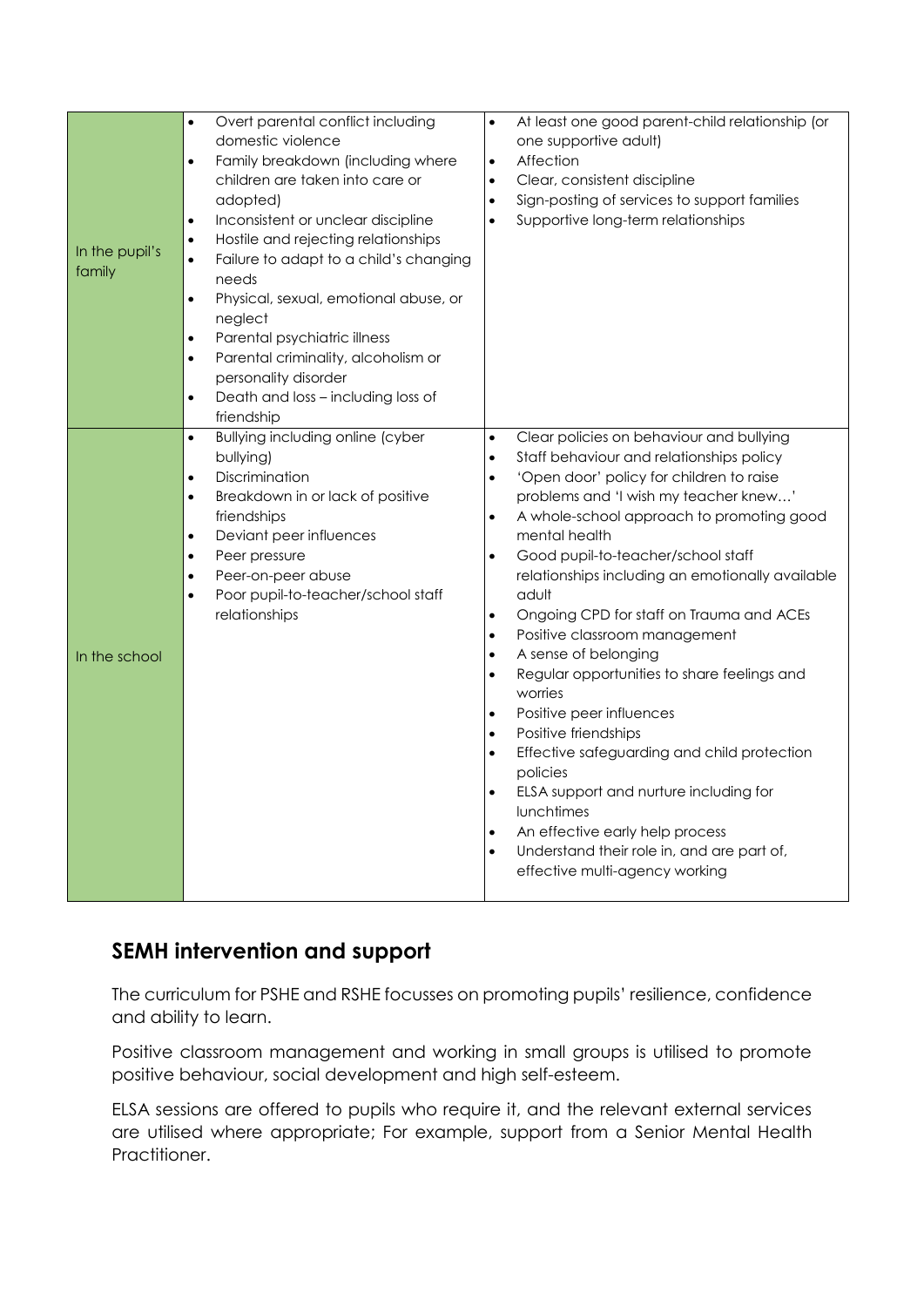| | | |
|---|---|---|
| In the pupil's family | <ul><li>Overt parental conflict including domestic violence</li><li>Family breakdown (including where children are taken into care or adopted)</li><li>Inconsistent or unclear discipline</li><li>Hostile and rejecting relationships</li><li>Failure to adapt to a child's changing needs</li><li>Physical, sexual, emotional abuse, or neglect</li><li>Parental psychiatric illness</li><li>Parental criminality, alcoholism or personality disorder</li><li>Death and loss – including loss of friendship</li></ul> | <ul><li>At least one good parent-child relationship (or one supportive adult)</li><li>Affection</li><li>Clear, consistent discipline</li><li>Sign-posting of services to support families</li><li>Supportive long-term relationships</li></ul> |
| In the school | <ul><li>Bullying including online (cyber bullying)</li><li>Discrimination</li><li>Breakdown in or lack of positive friendships</li><li>Deviant peer influences</li><li>Peer pressure</li><li>Peer-on-peer abuse</li><li>Poor pupil-to-teacher/school staff relationships</li></ul> | <ul><li>Clear policies on behaviour and bullying</li><li>Staff behaviour and relationships policy</li><li>'Open door' policy for children to raise problems and 'I wish my teacher knew…'</li><li>A whole-school approach to promoting good mental health</li><li>Good pupil-to-teacher/school staff relationships including an emotionally available adult</li><li>Ongoing CPD for staff on Trauma and ACEs</li><li>Positive classroom management</li><li>A sense of belonging</li><li>Regular opportunities to share feelings and worries</li><li>Positive peer influences</li><li>Positive friendships</li><li>Effective safeguarding and child protection policies</li><li>ELSA support and nurture including for lunchtimes</li><li>An effective early help process</li><li>Understand their role in, and are part of, effective multi-agency working</li></ul> |

## SEMH intervention and support

The curriculum for PSHE and RSHE focusses on promoting pupils' resilience, confidence and ability to learn.

Positive classroom management and working in small groups is utilised to promote positive behaviour, social development and high self-esteem.

ELSA sessions are offered to pupils who require it, and the relevant external services are utilised where appropriate; For example, support from a Senior Mental Health Practitioner.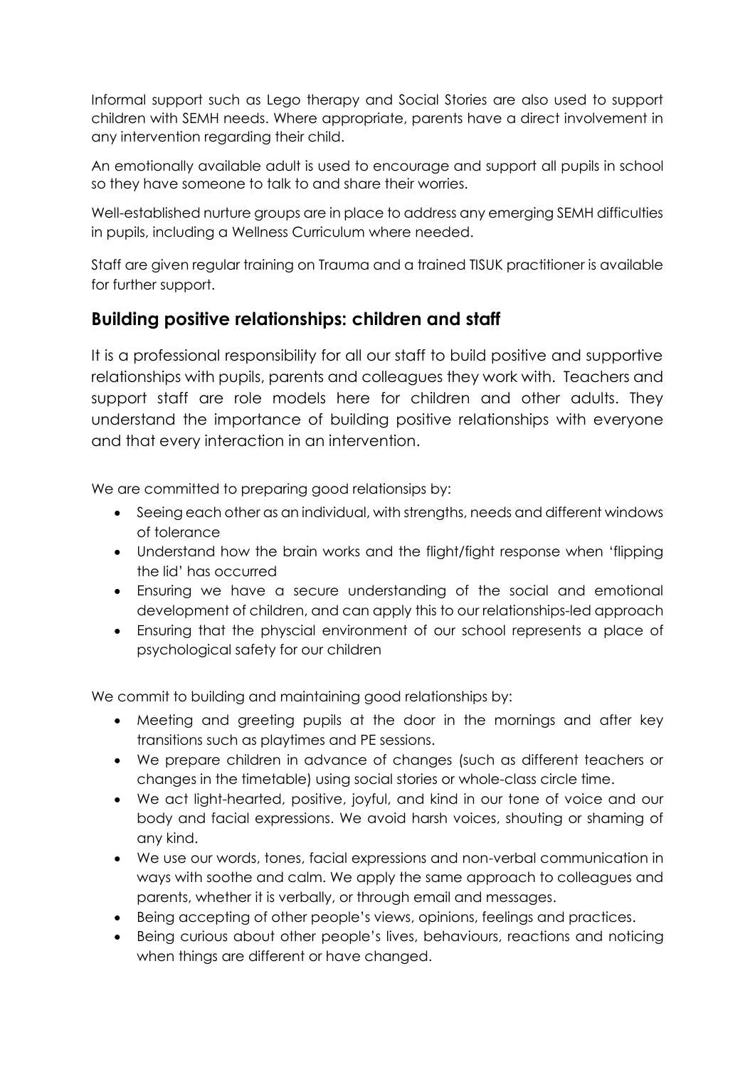Informal support such as Lego therapy and Social Stories are also used to support children with SEMH needs. Where appropriate, parents have a direct involvement in any intervention regarding their child.

An emotionally available adult is used to encourage and support all pupils in school so they have someone to talk to and share their worries.

Well-established nurture groups are in place to address any emerging SEMH difficulties in pupils, including a Wellness Curriculum where needed.

Staff are given regular training on Trauma and a trained TISUK practitioner is available for further support.

## Building positive relationships: children and staff

It is a professional responsibility for all our staff to build positive and supportive relationships with pupils, parents and colleagues they work with. Teachers and support staff are role models here for children and other adults. They understand the importance of building positive relationships with everyone and that every interaction in an intervention.

We are committed to preparing good relationsips by:

- Seeing each other as an individual, with strengths, needs and different windows of tolerance
- Understand how the brain works and the flight/fight response when 'flipping the lid' has occurred
- Ensuring we have a secure understanding of the social and emotional development of children, and can apply this to our relationships-led approach
- Ensuring that the physcial environment of our school represents a place of psychological safety for our children

We commit to building and maintaining good relationships by:

- Meeting and greeting pupils at the door in the mornings and after key transitions such as playtimes and PE sessions.
- We prepare children in advance of changes (such as different teachers or changes in the timetable) using social stories or whole-class circle time.
- We act light-hearted, positive, joyful, and kind in our tone of voice and our body and facial expressions. We avoid harsh voices, shouting or shaming of any kind.
- We use our words, tones, facial expressions and non-verbal communication in ways with soothe and calm. We apply the same approach to colleagues and parents, whether it is verbally, or through email and messages.
- Being accepting of other people's views, opinions, feelings and practices.
- Being curious about other people's lives, behaviours, reactions and noticing when things are different or have changed.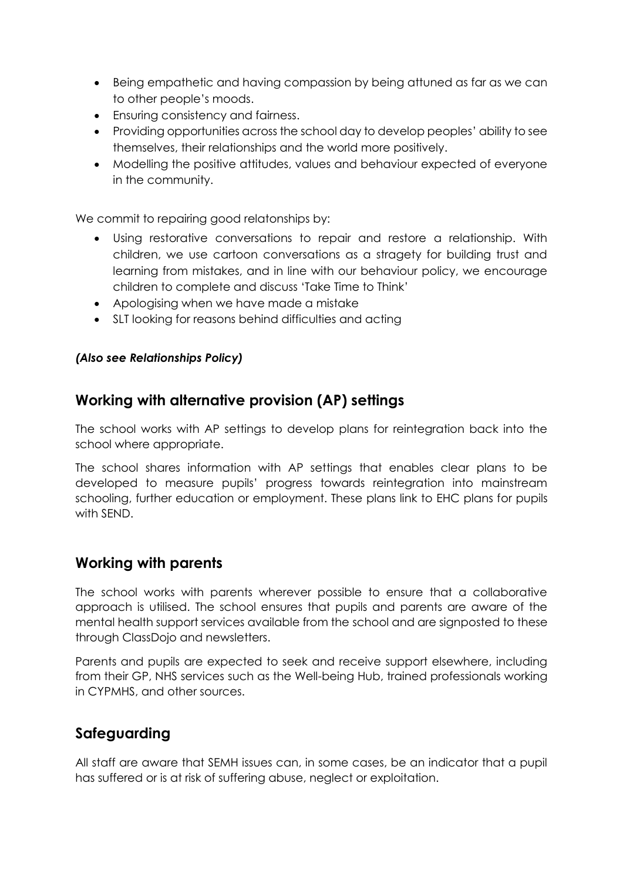- Being empathetic and having compassion by being attuned as far as we can to other people's moods.
- Ensuring consistency and fairness.
- Providing opportunities across the school day to develop peoples' ability to see themselves, their relationships and the world more positively.
- Modelling the positive attitudes, values and behaviour expected of everyone in the community.

We commit to repairing good relatonships by:

- Using restorative conversations to repair and restore a relationship. With children, we use cartoon conversations as a stragety for building trust and learning from mistakes, and in line with our behaviour policy, we encourage children to complete and discuss 'Take Time to Think'
- Apologising when we have made a mistake
- SLT looking for reasons behind difficulties and acting

***(Also see Relationships Policy)***

## Working with alternative provision (AP) settings

The school works with AP settings to develop plans for reintegration back into the school where appropriate.

The school shares information with AP settings that enables clear plans to be developed to measure pupils' progress towards reintegration into mainstream schooling, further education or employment. These plans link to EHC plans for pupils with SEND.

## Working with parents

The school works with parents wherever possible to ensure that a collaborative approach is utilised. The school ensures that pupils and parents are aware of the mental health support services available from the school and are signposted to these through ClassDojo and newsletters.

Parents and pupils are expected to seek and receive support elsewhere, including from their GP, NHS services such as the Well-being Hub, trained professionals working in CYPMHS, and other sources.

## Safeguarding

All staff are aware that SEMH issues can, in some cases, be an indicator that a pupil has suffered or is at risk of suffering abuse, neglect or exploitation.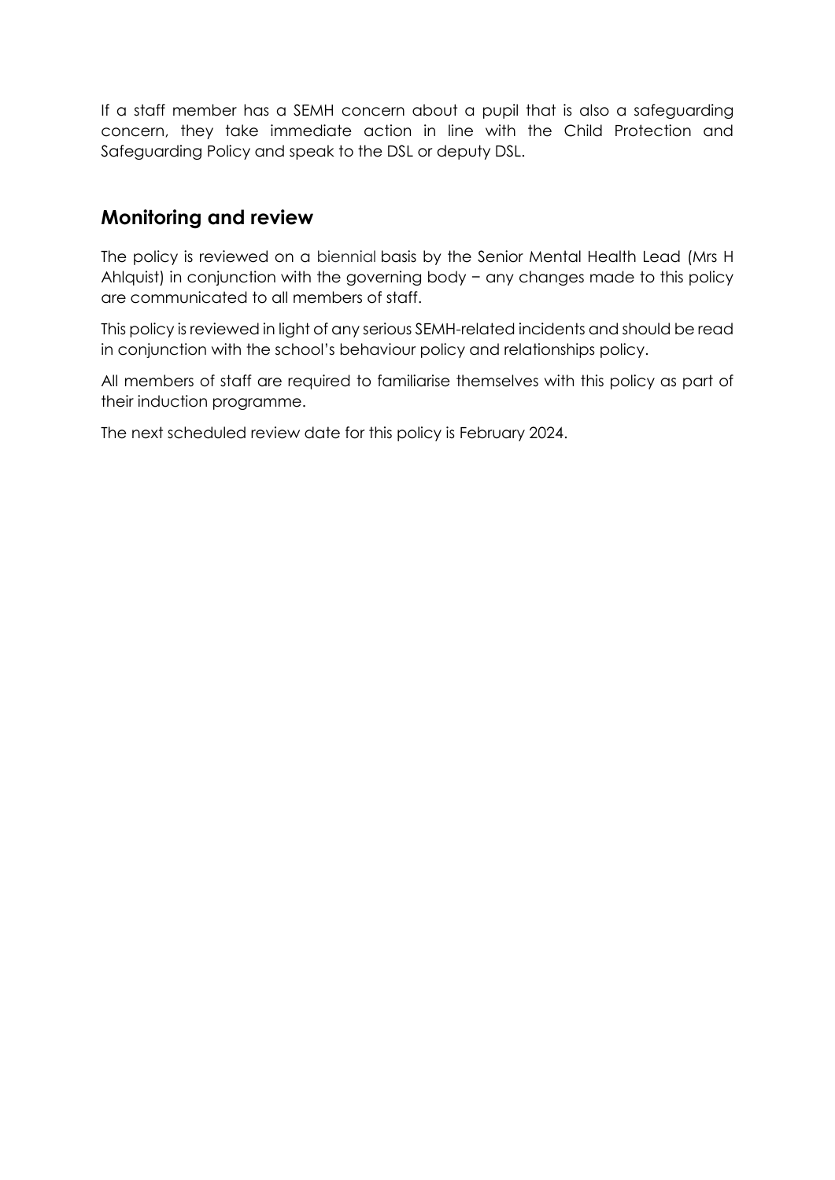If a staff member has a SEMH concern about a pupil that is also a safeguarding concern, they take immediate action in line with the Child Protection and Safeguarding Policy and speak to the DSL or deputy DSL.

## Monitoring and review

The policy is reviewed on a biennial basis by the Senior Mental Health Lead (Mrs H Ahlquist) in conjunction with the governing body − any changes made to this policy are communicated to all members of staff.

This policy is reviewed in light of any serious SEMH-related incidents and should be read in conjunction with the school's behaviour policy and relationships policy.

All members of staff are required to familiarise themselves with this policy as part of their induction programme.

The next scheduled review date for this policy is February 2024.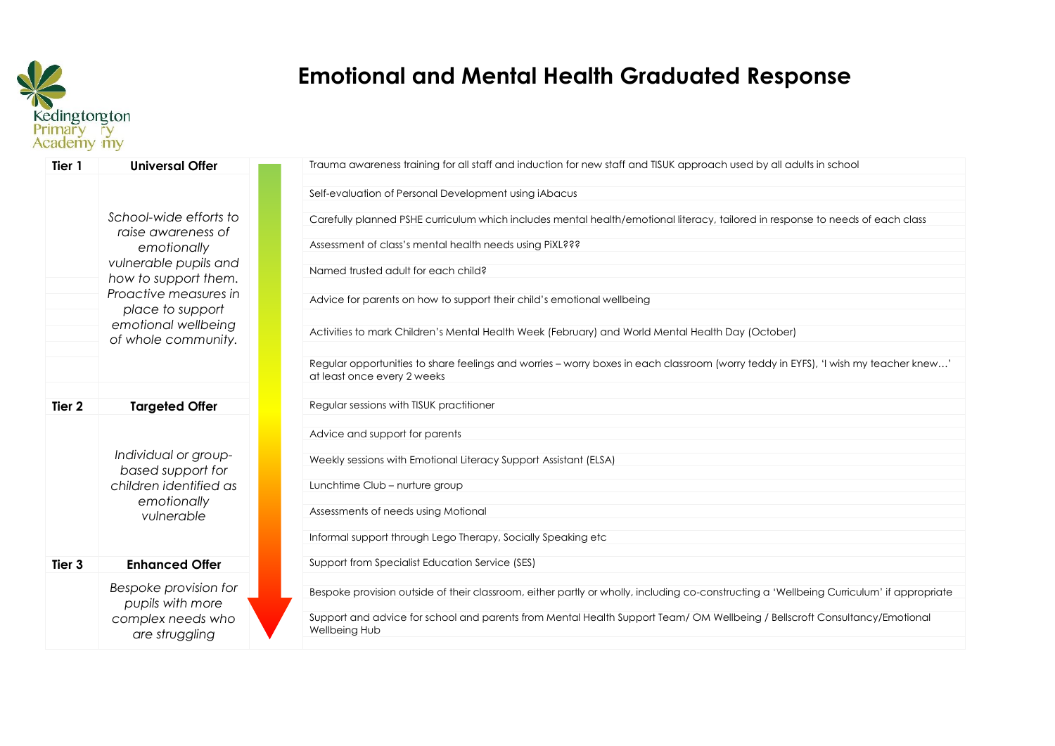# Emotional and Mental Health Graduated Response

| | | |
|---|---|---|
| **Tier 1** | **Universal Offer** | Trauma awareness training for all staff and induction for new staff and TISUK approach used by all adults in school |
| | *School-wide efforts to raise awareness of emotionally vulnerable pupils and how to support them. Proactive measures in place to support emotional wellbeing of whole community.* | Self-evaluation of Personal Development using iAbacus |
| | | Carefully planned PSHE curriculum which includes mental health/emotional literacy, tailored in response to needs of each class |
| | | Assessment of class's mental health needs using PiXL??? |
| | | Named trusted adult for each child? |
| | | Advice for parents on how to support their child's emotional wellbeing |
| | | Activities to mark Children's Mental Health Week (February) and World Mental Health Day (October) |
| | | Regular opportunities to share feelings and worries – worry boxes in each classroom (worry teddy in EYFS), 'I wish my teacher knew…' at least once every 2 weeks |
| **Tier 2** | **Targeted Offer** | Regular sessions with TISUK practitioner |
| | *Individual or group-based support for children identified as emotionally vulnerable* | Advice and support for parents |
| | | Weekly sessions with Emotional Literacy Support Assistant (ELSA) |
| | | Lunchtime Club – nurture group |
| | | Assessments of needs using Motional |
| | | Informal support through Lego Therapy, Socially Speaking etc |
| **Tier 3** | **Enhanced Offer** | Support from Specialist Education Service (SES) |
| | *Bespoke provision for pupils with more complex needs who are struggling* | Bespoke provision outside of their classroom, either partly or wholly, including co-constructing a 'Wellbeing Curriculum' if appropriate |
| | | Support and advice for school and parents from Mental Health Support Team/ OM Wellbeing / Bellscroft Consultancy/Emotional Wellbeing Hub |